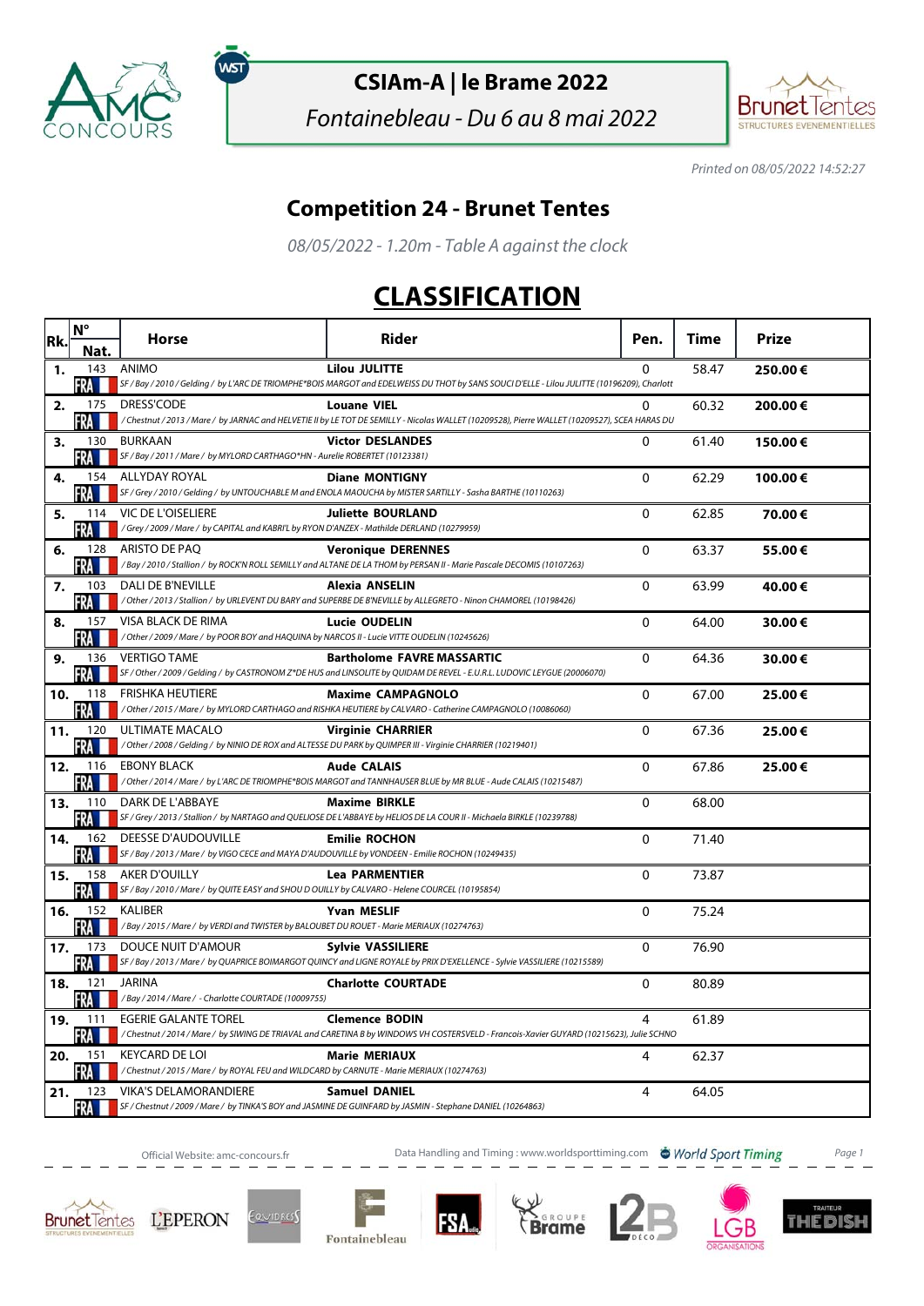# CSIAm-A | le Brame 2022

*Fontainebleau - Du 6 au 8 mai 2022*

*Printed on 08/05/2022 14:52:27*

## Competition 24 - Brunet Tentes

*08/05/2022 - 1.20m - Table A against the clock*

# CLASSIFICATION

| Rk. | N° Nat. | Horse | Rider | Pen. | Time | Prize |
|---|---|---|---|---|---|---|
| 1. | 143 FRA | ANIMO *SF / Bay / 2010 / Gelding / by L'ARC DE TRIOMPHE*BOIS MARGOT and EDELWEISS DU THOT by SANS SOUCI D'ELLE - Lilou JULITTE (10196209), Charlott* | **Lilou JULITTE** | 0 | 58.47 | **250.00 €** |
| 2. | 175 FRA | DRESS'CODE */ Chestnut / 2013 / Mare / by JARNAC and HELVETIE II by LE TOT DE SEMILLY - Nicolas WALLET (10209528), Pierre WALLET (10209527), SCEA HARAS DU* | **Louane VIEL** | 0 | 60.32 | **200.00 €** |
| 3. | 130 FRA | BURKAAN *SF / Bay / 2011 / Mare / by MYLORD CARTHAGO*HN - Aurelie ROBERTET (10123381)* | **Victor DESLANDES** | 0 | 61.40 | **150.00 €** |
| 4. | 154 FRA | ALLYDAY ROYAL *SF / Grey / 2010 / Gelding / by UNTOUCHABLE M and ENOLA MAOUCHA by MISTER SARTILLY - Sasha BARTHE (10110263)* | **Diane MONTIGNY** | 0 | 62.29 | **100.00 €** |
| 5. | 114 FRA | VIC DE L'OISELIERE */ Grey / 2009 / Mare / by CAPITAL and KABRI'L by RYON D'ANZEX - Mathilde DERLAND (10279959)* | **Juliette BOURLAND** | 0 | 62.85 | **70.00 €** |
| 6. | 128 FRA | ARISTO DE PAQ */ Bay / 2010 / Stallion / by ROCK'N ROLL SEMILLY and ALTANE DE LA THOM by PERSAN II - Marie Pascale DECOMIS (10107263)* | **Veronique DERENNES** | 0 | 63.37 | **55.00 €** |
| 7. | 103 FRA | DALI DE B'NEVILLE */ Other / 2013 / Stallion / by URLEVENT DU BARY and SUPERBE DE B'NEVILLE by ALLEGRETO - Ninon CHAMOREL (10198426)* | **Alexia ANSELIN** | 0 | 63.99 | **40.00 €** |
| 8. | 157 FRA | VISA BLACK DE RIMA */ Other / 2009 / Mare / by POOR BOY and HAQUINA by NARCOS II - Lucie VITTE OUDELIN (10245626)* | **Lucie OUDELIN** | 0 | 64.00 | **30.00 €** |
| 9. | 136 FRA | VERTIGO TAME *SF / Other / 2009 / Gelding / by CASTRONOM Z*DE HUS and LINSOLITE by QUIDAM DE REVEL - E.U.R.L. LUDOVIC LEYGUE (20006070)* | **Bartholome FAVRE MASSARTIC** | 0 | 64.36 | **30.00 €** |
| 10. | 118 FRA | FRISHKA HEUTIERE */ Other / 2015 / Mare / by MYLORD CARTHAGO and RISHKA HEUTIERE by CALVARO - Catherine CAMPAGNOLO (10086060)* | **Maxime CAMPAGNOLO** | 0 | 67.00 | **25.00 €** |
| 11. | 120 FRA | ULTIMATE MACALO */ Other / 2008 / Gelding / by NINIO DE ROX and ALTESSE DU PARK by QUIMPER III - Virginie CHARRIER (10219401)* | **Virginie CHARRIER** | 0 | 67.36 | **25.00 €** |
| 12. | 116 FRA | EBONY BLACK */ Other / 2014 / Mare / by L'ARC DE TRIOMPHE*BOIS MARGOT and TANNHAUSER BLUE by MR BLUE - Aude CALAIS (10215487)* | **Aude CALAIS** | 0 | 67.86 | **25.00 €** |
| 13. | 110 FRA | DARK DE L'ABBAYE *SF / Grey / 2013 / Stallion / by NARTAGO and QUELIOSE DE L'ABBAYE by HELIOS DE LA COUR II - Michaela BIRKLE (10239788)* | **Maxime BIRKLE** | 0 | 68.00 | |
| 14. | 162 FRA | DEESSE D'AUDOUVILLE *SF / Bay / 2013 / Mare / by VIGO CECE and MAYA D'AUDOUVILLE by VONDEEN - Emilie ROCHON (10249435)* | **Emilie ROCHON** | 0 | 71.40 | |
| 15. | 158 FRA | AKER D'OUILLY *SF / Bay / 2010 / Mare / by QUITE EASY and SHOU D OUILLY by CALVARO - Helene COURCEL (10195854)* | **Lea PARMENTIER** | 0 | 73.87 | |
| 16. | 152 FRA | KALIBER */ Bay / 2015 / Mare / by VERDI and TWISTER by BALOUBET DU ROUET - Marie MERIAUX (10274763)* | **Yvan MESLIF** | 0 | 75.24 | |
| 17. | 173 FRA | DOUCE NUIT D'AMOUR *SF / Bay / 2013 / Mare / by QUAPRICE BOIMARGOT QUINCY and LIGNE ROYALE by PRIX D'EXCELLENCE - Sylvie VASSILIERE (10215589)* | **Sylvie VASSILIERE** | 0 | 76.90 | |
| 18. | 121 FRA | JARINA */ Bay / 2014 / Mare / - Charlotte COURTADE (10009755)* | **Charlotte COURTADE** | 0 | 80.89 | |
| 19. | 111 FRA | EGERIE GALANTE TOREL */ Chestnut / 2014 / Mare / by SIWING DE TRIAVAL and CARETINA B by WINDOWS VH COSTERSVELD - Francois-Xavier GUYARD (10215623), Julie SCHNO* | **Clemence BODIN** | 4 | 61.89 | |
| 20. | 151 FRA | KEYCARD DE LOI */ Chestnut / 2015 / Mare / by ROYAL FEU and WILDCARD by CARNUTE - Marie MERIAUX (10274763)* | **Marie MERIAUX** | 4 | 62.37 | |
| 21. | 123 FRA | VIKA'S DELAMORANDIERE *SF / Chestnut / 2009 / Mare / by TINKA'S BOY and JASMINE DE GUINFARD by JASMIN - Stephane DANIEL (10264863)* | **Samuel DANIEL** | 4 | 64.05 | |

Official Website: amc-concours.fr — Data Handling and Timing : www.worldsporttiming.com — World Sport Timing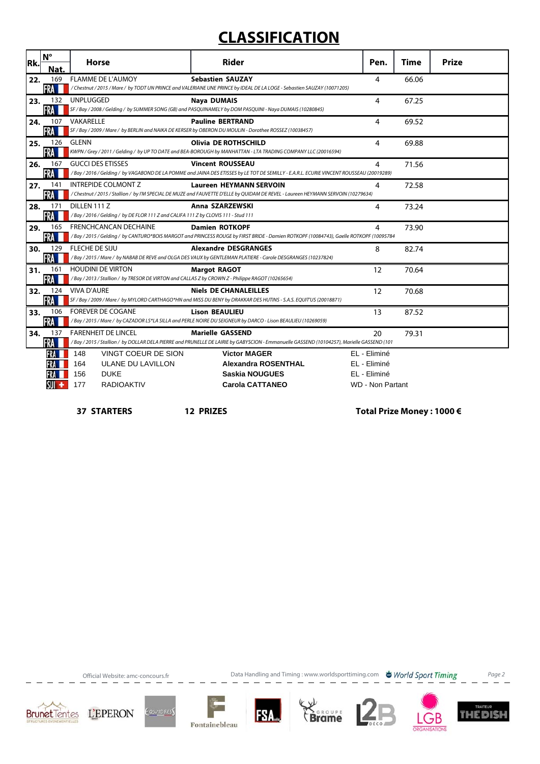# CLASSIFICATION

| Rk. | N° Nat. | Horse | Rider | Pen. | Time | Prize |
|---|---|---|---|---|---|---|
| 22. | 169 FRA | FLAMME DE L'AUMOY *Chestnut / 2015 / Mare / by TODT UN PRINCE and VALERIANE UNE PRINCE by IDEAL DE LA LOGE - Sebastien SAUZAY (10071205)* | **Sebastien SAUZAY** | 4 | 66.06 | |
| 23. | 132 FRA | UNPLUGGED *SF / Bay / 2008 / Gelding / by SUMMER SONG (GB) and PASQUINAMELY by DOM PASQUINI - Naya DUMAIS (10280845)* | **Naya DUMAIS** | 4 | 67.25 | |
| 24. | 107 FRA | VAKARELLE *SF / Bay / 2009 / Mare / by BERLIN and NAIKA DE KERSER by OBERON DU MOULIN - Dorothee ROSSEZ (10038457)* | **Pauline BERTRAND** | 4 | 69.52 | |
| 25. | 126 FRA | GLENN *KWPN / Grey / 2011 / Gelding / by UP TO DATE and BEA-BOROUGH by MANHATTAN - LTA TRADING COMPANY LLC (20016594)* | **Olivia DE ROTHSCHILD** | 4 | 69.88 | |
| 26. | 167 FRA | GUCCI DES ETISSES */ Bay / 2016 / Gelding / by VAGABOND DE LA POMME and JAINA DES ETISSES by LE TOT DE SEMILLY - E.A.R.L. ECURIE VINCENT ROUSSEAU (20019289)* | **Vincent ROUSSEAU** | 4 | 71.56 | |
| 27. | 141 FRA | INTREPIDE COLMONT Z */ Chestnut / 2015 / Stallion / by I'M SPECIAL DE MUZE and FAUVETTE D'ELLE by QUIDAM DE REVEL - Laureen HEYMANN SERVOIN (10279634)* | **Laureen HEYMANN SERVOIN** | 4 | 72.58 | |
| 28. | 171 FRA | DILLEN 111 Z */ Bay / 2016 / Gelding / by DE FLOR 111 Z and CALIFA 111 Z by CLOVIS 111 - Stud 111* | **Anna SZARZEWSKI** | 4 | 73.24 | |
| 29. | 165 FRA | FRENCHCANCAN DECHAINE */ Bay / 2015 / Gelding / by CANTURO*BOIS MARGOT and PRINCESS ROUGE by FIRST BRIDE - Damien ROTKOPF (10084743), Gaelle ROTKOPF (10095784* | **Damien ROTKOPF** | 4 | 73.90 | |
| 30. | 129 FRA | FLECHE DE SIJU */ Bay / 2015 / Mare / by NABAB DE REVE and OLGA DES VAUX by GENTLEMAN PLATIERE - Carole DESGRANGES (10237824)* | **Alexandre DESGRANGES** | 8 | 82.74 | |
| 31. | 161 FRA | HOUDINI DE VIRTON */ Bay / 2013 / Stallion / by TRESOR DE VIRTON and CALLAS Z by CROWN Z - Philippe RAGOT (10265654)* | **Margot RAGOT** | 12 | 70.64 | |
| 32. | 124 FRA | VIVA D'AURE *SF / Bay / 2009 / Mare / by MYLORD CARTHAGO*HN and MISS DU BENY by DRAKKAR DES HUTINS - S.A.S. EQUIT'US (20018871)* | **Niels DE CHANALEILLES** | 12 | 70.68 | |
| 33. | 106 FRA | FOREVER DE COGANE */ Bay / 2015 / Mare / by CAZADOR LS*LA SILLA and PERLE NOIRE DU SEIGNEUR by DARCO - Lison BEAULIEU (10269059)* | **Lison BEAULIEU** | 13 | 87.52 | |
| 34. | 137 FRA | FARENHEIT DE LINCEL */ Bay / 2015 / Stallion / by DOLLAR DELA PIERRE and PRUNELLE DE LAIRIE by GABYSCION - Emmanuelle GASSEND (10104257), Marielle GASSEND (101* | **Marielle GASSEND** | 20 | 79.31 | |
| | FRA 148 | VINGT COEUR DE SION | **Victor MAGER** | EL - Eliminé | | |
| | FRA 164 | ULANE DU LAVILLON | **Alexandra ROSENTHAL** | EL - Eliminé | | |
| | FRA 156 | DUKE | **Saskia NOUGUES** | EL - Eliminé | | |
| | SUI 177 | RADIOAKTIV | **Carola CATTANEO** | WD - Non Partant | | |

**37 STARTERS** **12 PRIZES** **Total Prize Money : 1000 €**

Official Website: amc-concours.fr

Data Handling and Timing : www.worldsporttiming.com World Sport Timing